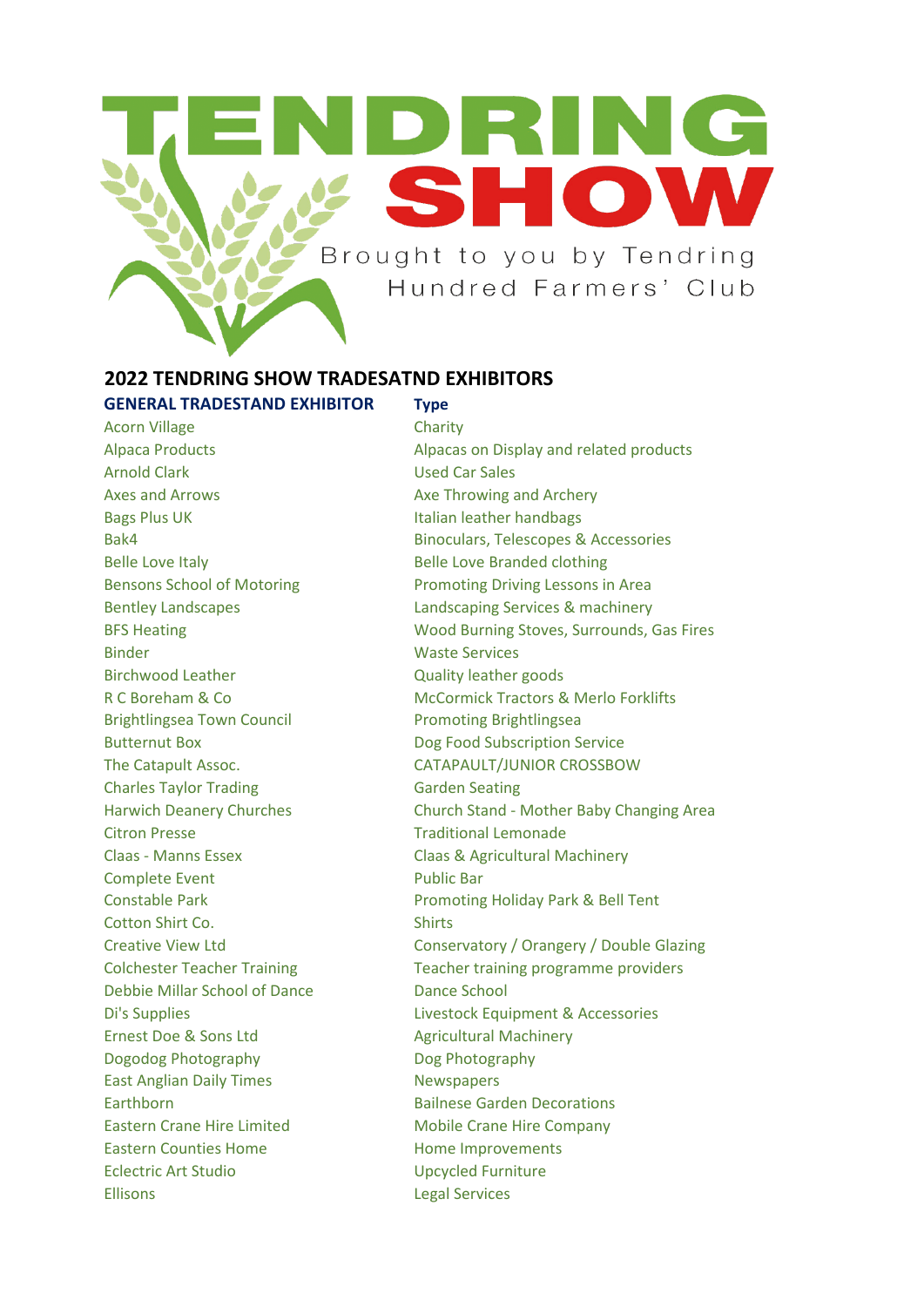# TENDRING SHOW

Brought to you by Tendring Hundred Farmers' Club

## 2022 TENDRING SHOW TRADESATND EXHIBITORS

| GENERAL TRADESTAND EXHIBITOR | Type |
| --- | --- |
| Acorn Village | Charity |
| Alpaca Products | Alpacas on Display and related products |
| Arnold Clark | Used Car Sales |
| Axes and Arrows | Axe Throwing and Archery |
| Bags Plus UK | Italian leather handbags |
| Bak4 | Binoculars, Telescopes & Accessories |
| Belle Love Italy | Belle Love Branded clothing |
| Bensons School of Motoring | Promoting Driving Lessons in Area |
| Bentley Landscapes | Landscaping Services & machinery |
| BFS Heating | Wood Burning Stoves, Surrounds, Gas Fires |
| Binder | Waste Services |
| Birchwood Leather | Quality leather goods |
| R C Boreham & Co | McCormick Tractors & Merlo Forklifts |
| Brightlingsea Town Council | Promoting Brightlingsea |
| Butternut Box | Dog Food Subscription Service |
| The Catapult Assoc. | CATAPAULT/JUNIOR CROSSBOW |
| Charles Taylor Trading | Garden Seating |
| Harwich Deanery Churches | Church Stand - Mother Baby Changing Area |
| Citron Presse | Traditional Lemonade |
| Claas - Manns Essex | Claas & Agricultural Machinery |
| Complete Event | Public Bar |
| Constable Park | Promoting Holiday Park & Bell Tent |
| Cotton Shirt Co. | Shirts |
| Creative View Ltd | Conservatory / Orangery / Double Glazing |
| Colchester Teacher Training | Teacher training programme providers |
| Debbie Millar School of Dance | Dance School |
| Di's Supplies | Livestock Equipment & Accessories |
| Ernest Doe & Sons Ltd | Agricultural Machinery |
| Dogodog Photography | Dog Photography |
| East Anglian Daily Times | Newspapers |
| Earthborn | Bailnese Garden Decorations |
| Eastern Crane Hire Limited | Mobile Crane Hire Company |
| Eastern Counties Home | Home Improvements |
| Eclectric Art Studio | Upcycled Furniture |
| Ellisons | Legal Services |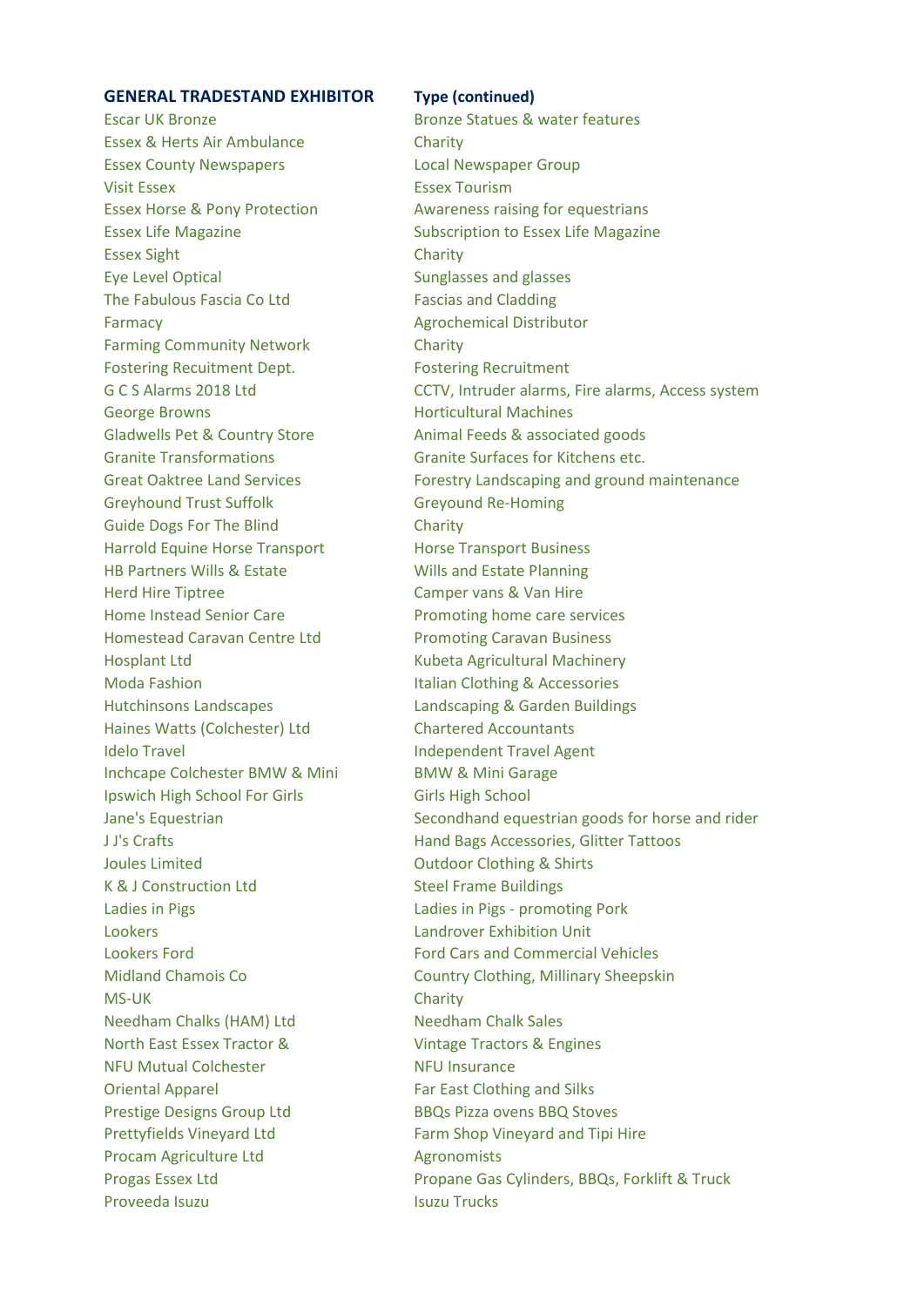| GENERAL TRADESTAND EXHIBITOR | Type (continued) |
| --- | --- |
| Escar UK Bronze | Bronze Statues & water features |
| Essex & Herts Air Ambulance | Charity |
| Essex County Newspapers | Local Newspaper Group |
| Visit Essex | Essex Tourism |
| Essex Horse & Pony Protection | Awareness raising for equestrians |
| Essex Life Magazine | Subscription to Essex Life Magazine |
| Essex Sight | Charity |
| Eye Level Optical | Sunglasses and glasses |
| The Fabulous Fascia Co Ltd | Fascias and Cladding |
| Farmacy | Agrochemical Distributor |
| Farming Community Network | Charity |
| Fostering Recuitment Dept. | Fostering Recruitment |
| G C S Alarms 2018 Ltd | CCTV, Intruder alarms, Fire alarms, Access system |
| George Browns | Horticultural Machines |
| Gladwells Pet & Country Store | Animal Feeds & associated goods |
| Granite Transformations | Granite Surfaces for Kitchens etc. |
| Great Oaktree Land Services | Forestry Landscaping and ground maintenance |
| Greyhound Trust Suffolk | Greyound Re-Homing |
| Guide Dogs For The Blind | Charity |
| Harrold Equine Horse Transport | Horse Transport Business |
| HB Partners Wills & Estate | Wills and Estate Planning |
| Herd Hire Tiptree | Camper vans & Van Hire |
| Home Instead Senior Care | Promoting home care services |
| Homestead Caravan Centre Ltd | Promoting Caravan Business |
| Hosplant Ltd | Kubeta Agricultural Machinery |
| Moda Fashion | Italian Clothing & Accessories |
| Hutchinsons Landscapes | Landscaping & Garden Buildings |
| Haines Watts (Colchester) Ltd | Chartered Accountants |
| Idelo Travel | Independent Travel Agent |
| Inchcape Colchester BMW & Mini | BMW & Mini Garage |
| Ipswich High School For Girls | Girls High School |
| Jane's Equestrian | Secondhand equestrian goods for horse and rider |
| J J's Crafts | Hand Bags Accessories, Glitter Tattoos |
| Joules Limited | Outdoor Clothing & Shirts |
| K & J Construction Ltd | Steel Frame Buildings |
| Ladies in Pigs | Ladies in Pigs - promoting Pork |
| Lookers | Landrover Exhibition Unit |
| Lookers Ford | Ford Cars and Commercial Vehicles |
| Midland Chamois Co | Country Clothing, Millinary Sheepskin |
| MS-UK | Charity |
| Needham Chalks (HAM) Ltd | Needham Chalk Sales |
| North East Essex Tractor & | Vintage Tractors & Engines |
| NFU Mutual Colchester | NFU Insurance |
| Oriental Apparel | Far East Clothing and Silks |
| Prestige Designs Group Ltd | BBQs Pizza ovens BBQ Stoves |
| Prettyfields Vineyard Ltd | Farm Shop Vineyard and Tipi Hire |
| Procam Agriculture Ltd | Agronomists |
| Progas Essex Ltd | Propane Gas Cylinders, BBQs, Forklift & Truck |
| Proveeda Isuzu | Isuzu Trucks |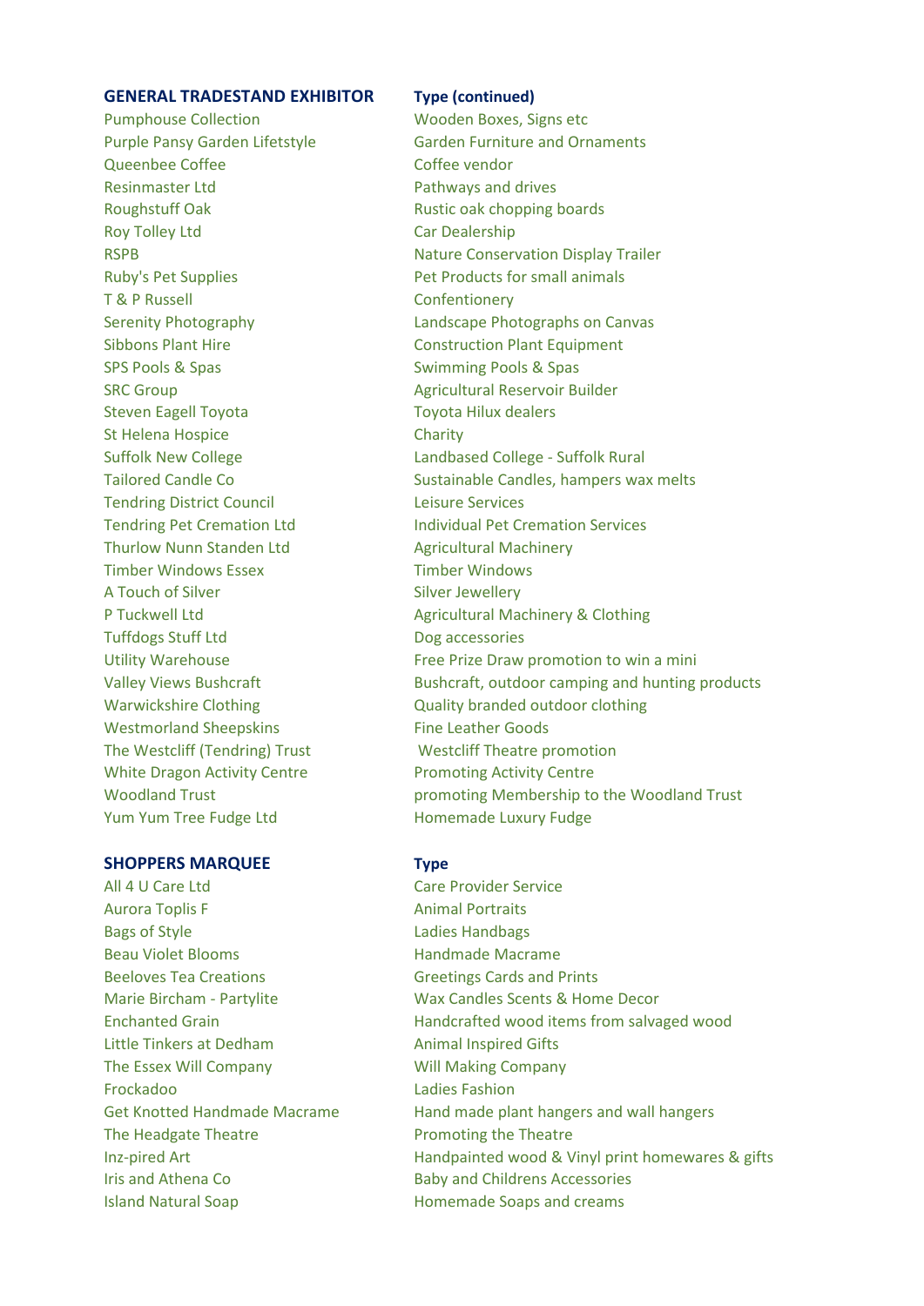| GENERAL TRADESTAND EXHIBITOR | Type (continued) |
|---|---|
| Pumphouse Collection | Wooden Boxes, Signs etc |
| Purple Pansy Garden Lifetstyle | Garden Furniture and Ornaments |
| Queenbee Coffee | Coffee vendor |
| Resinmaster Ltd | Pathways and drives |
| Roughstuff Oak | Rustic oak chopping boards |
| Roy Tolley Ltd | Car Dealership |
| RSPB | Nature Conservation Display Trailer |
| Ruby's Pet Supplies | Pet Products for small animals |
| T & P Russell | Confentionery |
| Serenity Photography | Landscape Photographs on Canvas |
| Sibbons Plant Hire | Construction Plant Equipment |
| SPS Pools & Spas | Swimming Pools & Spas |
| SRC Group | Agricultural Reservoir Builder |
| Steven Eagell Toyota | Toyota Hilux dealers |
| St Helena Hospice | Charity |
| Suffolk New College | Landbased College - Suffolk Rural |
| Tailored Candle Co | Sustainable Candles, hampers wax melts |
| Tendring District Council | Leisure Services |
| Tendring Pet Cremation Ltd | Individual Pet Cremation Services |
| Thurlow Nunn Standen Ltd | Agricultural Machinery |
| Timber Windows Essex | Timber Windows |
| A Touch of Silver | Silver Jewellery |
| P Tuckwell Ltd | Agricultural Machinery & Clothing |
| Tuffdogs Stuff Ltd | Dog accessories |
| Utility Warehouse | Free Prize Draw promotion to win a mini |
| Valley Views Bushcraft | Bushcraft, outdoor camping and hunting products |
| Warwickshire Clothing | Quality branded outdoor clothing |
| Westmorland Sheepskins | Fine Leather Goods |
| The Westcliff (Tendring) Trust | Westcliff Theatre promotion |
| White Dragon Activity Centre | Promoting Activity Centre |
| Woodland Trust | promoting Membership to the Woodland Trust |
| Yum Yum Tree Fudge Ltd | Homemade Luxury Fudge |

| SHOPPERS MARQUEE | Type |
|---|---|
| All 4 U Care Ltd | Care Provider Service |
| Aurora Toplis F | Animal Portraits |
| Bags of Style | Ladies Handbags |
| Beau Violet Blooms | Handmade Macrame |
| Beeloves Tea Creations | Greetings Cards and Prints |
| Marie Bircham - Partylite | Wax Candles Scents & Home Decor |
| Enchanted Grain | Handcrafted wood items from salvaged wood |
| Little Tinkers at Dedham | Animal Inspired Gifts |
| The Essex Will Company | Will Making Company |
| Frockadoo | Ladies Fashion |
| Get Knotted Handmade Macrame | Hand made plant hangers and wall hangers |
| The Headgate Theatre | Promoting the Theatre |
| Inz-pired Art | Handpainted wood & Vinyl print homewares & gifts |
| Iris and Athena Co | Baby and Childrens Accessories |
| Island Natural Soap | Homemade Soaps and creams |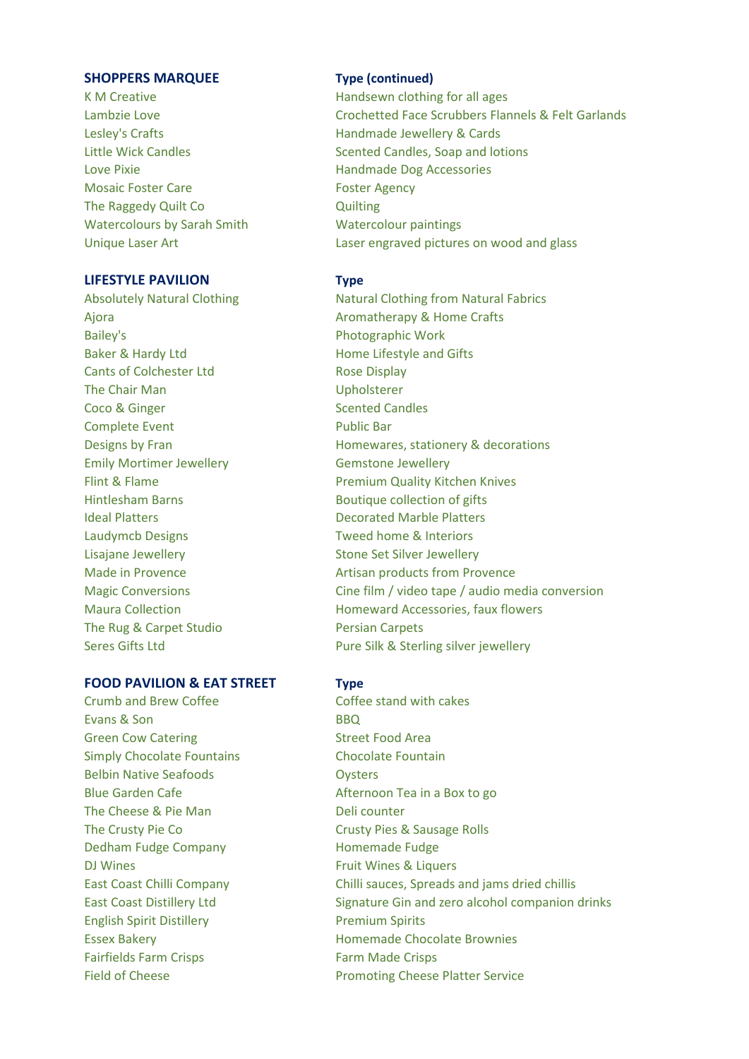| SHOPPERS MARQUEE | Type (continued) |
|---|---|
| K M Creative | Handsewn clothing for all ages |
| Lambzie Love | Crochetted Face Scrubbers Flannels & Felt Garlands |
| Lesley's Crafts | Handmade Jewellery & Cards |
| Little Wick Candles | Scented Candles, Soap and lotions |
| Love Pixie | Handmade Dog Accessories |
| Mosaic Foster Care | Foster Agency |
| The Raggedy Quilt Co | Quilting |
| Watercolours by Sarah Smith | Watercolour paintings |
| Unique Laser Art | Laser engraved pictures on wood and glass |

| LIFESTYLE PAVILION | Type |
|---|---|
| Absolutely Natural Clothing | Natural Clothing from Natural Fabrics |
| Ajora | Aromatherapy & Home Crafts |
| Bailey's | Photographic Work |
| Baker & Hardy Ltd | Home Lifestyle and Gifts |
| Cants of Colchester Ltd | Rose Display |
| The Chair Man | Upholsterer |
| Coco & Ginger | Scented Candles |
| Complete Event | Public Bar |
| Designs by Fran | Homewares, stationery & decorations |
| Emily Mortimer Jewellery | Gemstone Jewellery |
| Flint & Flame | Premium Quality Kitchen Knives |
| Hintlesham Barns | Boutique collection of gifts |
| Ideal Platters | Decorated Marble Platters |
| Laudymcb Designs | Tweed home & Interiors |
| Lisajane Jewellery | Stone Set Silver Jewellery |
| Made in Provence | Artisan products from Provence |
| Magic Conversions | Cine film / video tape / audio media conversion |
| Maura Collection | Homeward Accessories, faux flowers |
| The Rug & Carpet Studio | Persian Carpets |
| Seres Gifts Ltd | Pure Silk & Sterling silver jewellery |

| FOOD PAVILION & EAT STREET | Type |
|---|---|
| Crumb and Brew Coffee | Coffee stand with cakes |
| Evans & Son | BBQ |
| Green Cow Catering | Street Food Area |
| Simply Chocolate Fountains | Chocolate Fountain |
| Belbin Native Seafoods | Oysters |
| Blue Garden Cafe | Afternoon Tea in a Box to go |
| The Cheese & Pie Man | Deli counter |
| The Crusty Pie Co | Crusty Pies & Sausage Rolls |
| Dedham Fudge Company | Homemade Fudge |
| DJ Wines | Fruit Wines & Liquers |
| East Coast Chilli Company | Chilli sauces, Spreads and jams dried chillis |
| East Coast Distillery Ltd | Signature Gin and zero alcohol companion drinks |
| English Spirit Distillery | Premium Spirits |
| Essex Bakery | Homemade Chocolate Brownies |
| Fairfields Farm Crisps | Farm Made Crisps |
| Field of Cheese | Promoting Cheese Platter Service |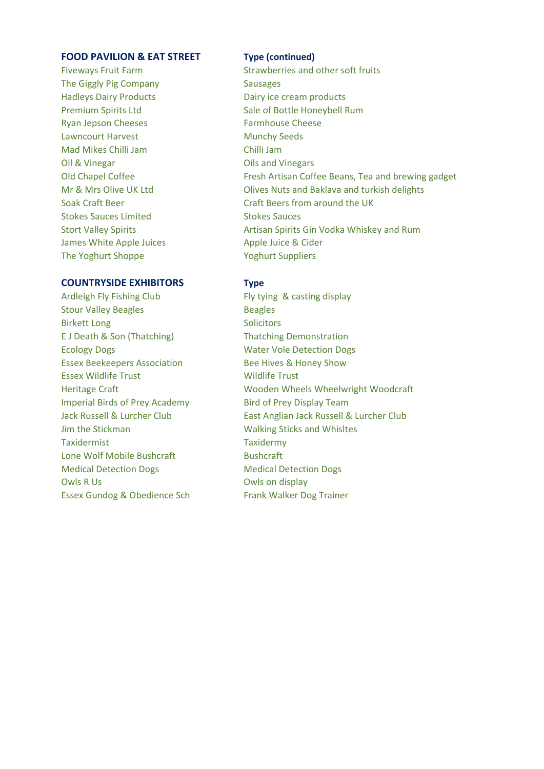| FOOD PAVILION & EAT STREET | Type (continued) |
|---|---|
| Fiveways Fruit Farm | Strawberries and other soft fruits |
| The Giggly Pig Company | Sausages |
| Hadleys Dairy Products | Dairy ice cream products |
| Premium Spirits Ltd | Sale of Bottle Honeybell Rum |
| Ryan Jepson Cheeses | Farmhouse Cheese |
| Lawncourt Harvest | Munchy Seeds |
| Mad Mikes Chilli Jam | Chilli Jam |
| Oil & Vinegar | Oils and Vinegars |
| Old Chapel Coffee | Fresh Artisan Coffee Beans, Tea and brewing gadget |
| Mr & Mrs Olive UK Ltd | Olives Nuts and Baklava and turkish delights |
| Soak Craft Beer | Craft Beers from around the UK |
| Stokes Sauces Limited | Stokes Sauces |
| Stort Valley Spirits | Artisan Spirits Gin Vodka Whiskey and Rum |
| James White Apple Juices | Apple Juice & Cider |
| The Yoghurt Shoppe | Yoghurt Suppliers |

| COUNTRYSIDE EXHIBITORS | Type |
|---|---|
| Ardleigh Fly Fishing Club | Fly tying & casting display |
| Stour Valley Beagles | Beagles |
| Birkett Long | Solicitors |
| E J Death & Son (Thatching) | Thatching Demonstration |
| Ecology Dogs | Water Vole Detection Dogs |
| Essex Beekeepers Association | Bee Hives & Honey Show |
| Essex Wildlife Trust | Wildlife Trust |
| Heritage Craft | Wooden Wheels Wheelwright Woodcraft |
| Imperial Birds of Prey Academy | Bird of Prey Display Team |
| Jack Russell & Lurcher Club | East Anglian Jack Russell & Lurcher Club |
| Jim the Stickman | Walking Sticks and Whisltes |
| Taxidermist | Taxidermy |
| Lone Wolf Mobile Bushcraft | Bushcraft |
| Medical Detection Dogs | Medical Detection Dogs |
| Owls R Us | Owls on display |
| Essex Gundog & Obedience Sch | Frank Walker Dog Trainer |